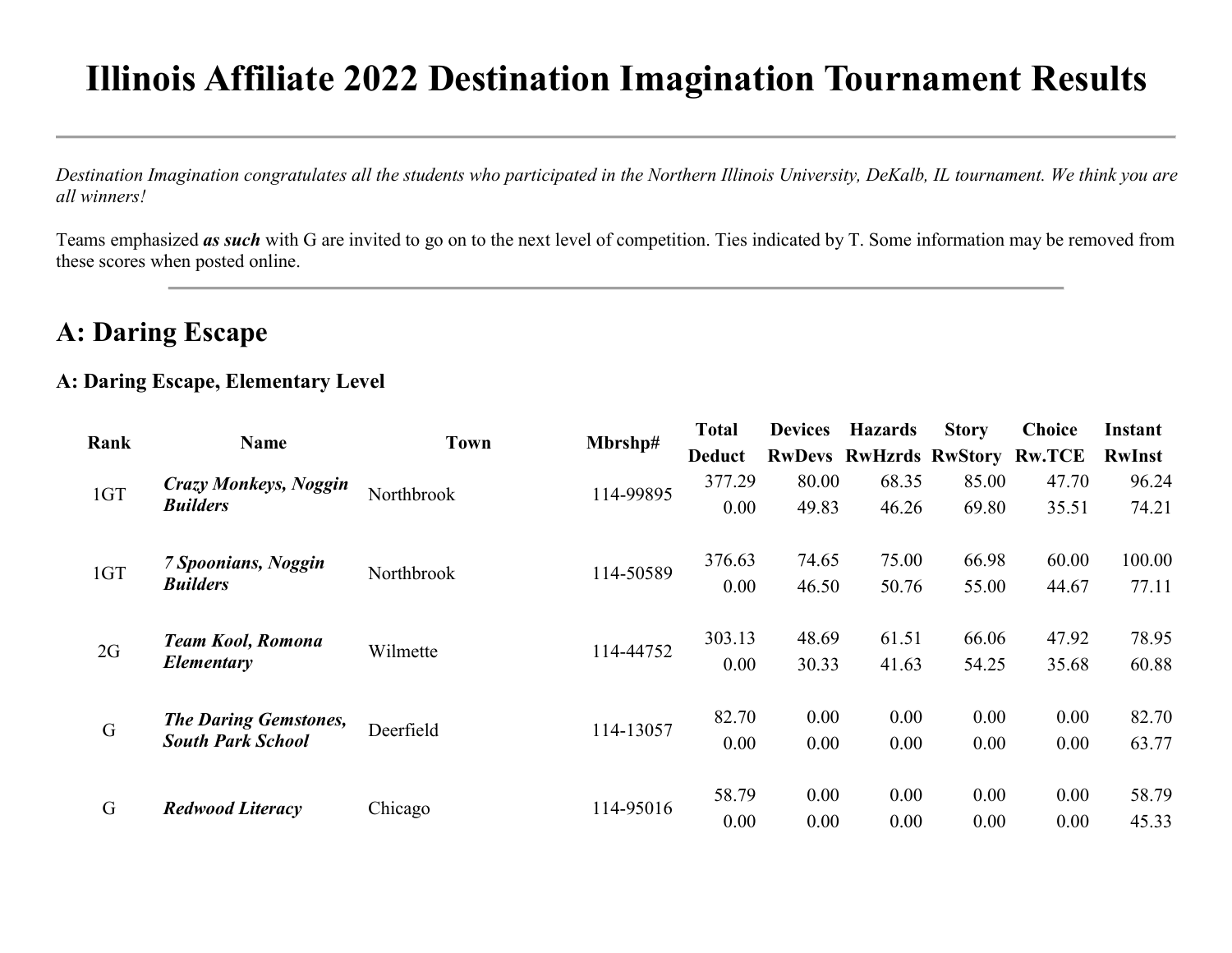# Illinois Affiliate 2022 Destination Imagination Tournament Results

*Destination Imagination congratulates all the students who participated in the Northern Illinois University, DeKalb, IL tournament. We think you are all winners!*

Teams emphasized ***as such*** with G are invited to go on to the next level of competition. Ties indicated by T. Some information may be removed from these scores when posted online.

## A: Daring Escape

### A: Daring Escape, Elementary Level

| Rank | Name | Town | Mbrshp# | Total<br>Deduct | Devices<br>RwDevs | Hazards<br>RwHzrds | Story<br>RwStory | Choice<br>Rw.TCE | Instant<br>RwInst |
|---|---|---|---|---|---|---|---|---|---|
| 1GT | ***Crazy Monkeys, Noggin Builders*** | Northbrook | 114-99895 | 377.29<br>0.00 | 80.00<br>49.83 | 68.35<br>46.26 | 85.00<br>69.80 | 47.70<br>35.51 | 96.24<br>74.21 |
| 1GT | ***7 Spoonians, Noggin Builders*** | Northbrook | 114-50589 | 376.63<br>0.00 | 74.65<br>46.50 | 75.00<br>50.76 | 66.98<br>55.00 | 60.00<br>44.67 | 100.00<br>77.11 |
| 2G | ***Team Kool, Romona Elementary*** | Wilmette | 114-44752 | 303.13<br>0.00 | 48.69<br>30.33 | 61.51<br>41.63 | 66.06<br>54.25 | 47.92<br>35.68 | 78.95<br>60.88 |
| G | ***The Daring Gemstones, South Park School*** | Deerfield | 114-13057 | 82.70<br>0.00 | 0.00<br>0.00 | 0.00<br>0.00 | 0.00<br>0.00 | 0.00<br>0.00 | 82.70<br>63.77 |
| G | ***Redwood Literacy*** | Chicago | 114-95016 | 58.79<br>0.00 | 0.00<br>0.00 | 0.00<br>0.00 | 0.00<br>0.00 | 0.00<br>0.00 | 58.79<br>45.33 |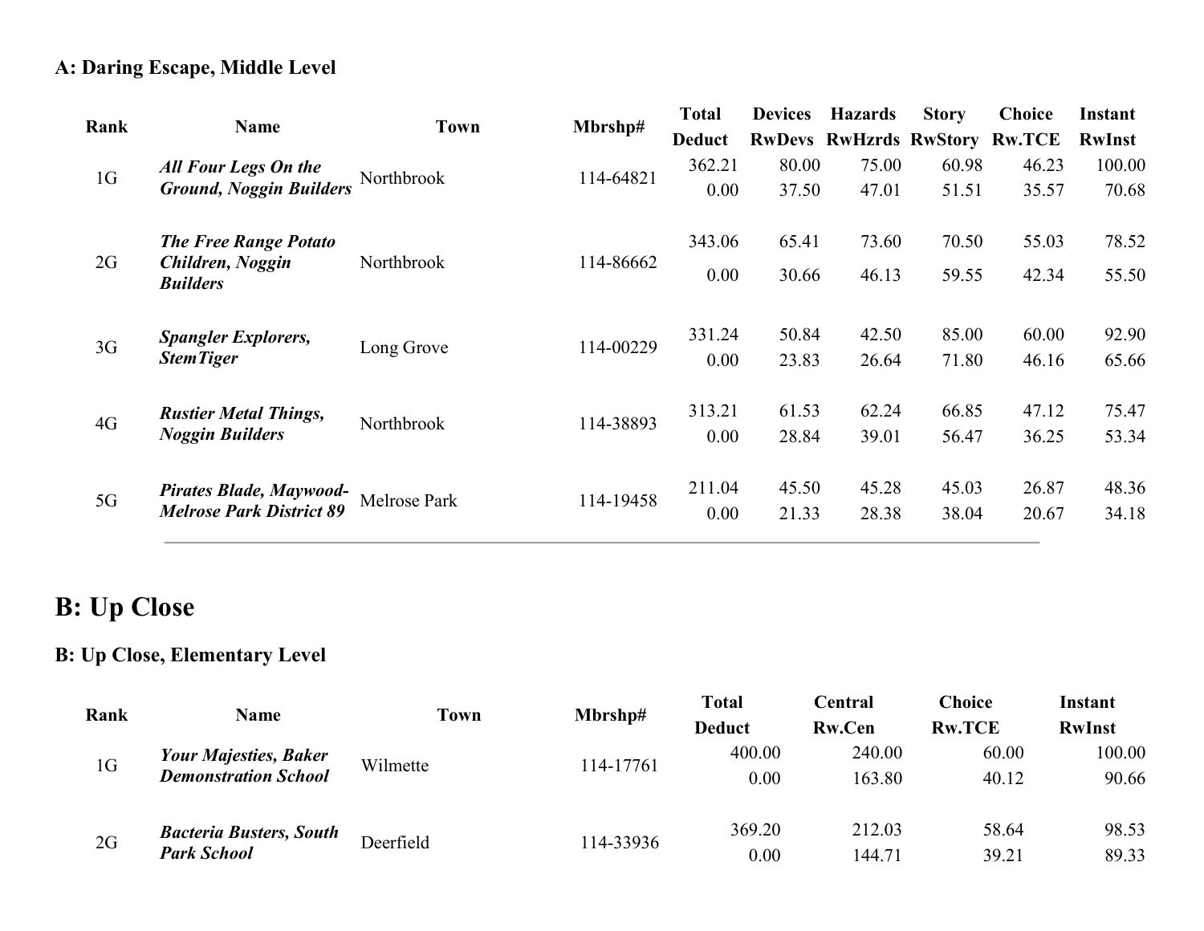### A: Daring Escape, Middle Level

| Rank | Name | Town | Mbrshp# | Total Deduct | Devices RwDevs | Hazards RwHzrds | Story RwStory | Choice Rw.TCE | Instant RwInst |
|---|---|---|---|---|---|---|---|---|---|
| 1G | ***All Four Legs On the Ground, Noggin Builders*** | Northbrook | 114-64821 | 362.21 | 80.00 | 75.00 | 60.98 | 46.23 | 100.00 |
| | | | | 0.00 | 37.50 | 47.01 | 51.51 | 35.57 | 70.68 |
| 2G | ***The Free Range Potato Children, Noggin Builders*** | Northbrook | 114-86662 | 343.06 | 65.41 | 73.60 | 70.50 | 55.03 | 78.52 |
| | | | | 0.00 | 30.66 | 46.13 | 59.55 | 42.34 | 55.50 |
| 3G | ***Spangler Explorers, StemTiger*** | Long Grove | 114-00229 | 331.24 | 50.84 | 42.50 | 85.00 | 60.00 | 92.90 |
| | | | | 0.00 | 23.83 | 26.64 | 71.80 | 46.16 | 65.66 |
| 4G | ***Rustier Metal Things, Noggin Builders*** | Northbrook | 114-38893 | 313.21 | 61.53 | 62.24 | 66.85 | 47.12 | 75.47 |
| | | | | 0.00 | 28.84 | 39.01 | 56.47 | 36.25 | 53.34 |
| 5G | ***Pirates Blade, Maywood-Melrose Park District 89*** | Melrose Park | 114-19458 | 211.04 | 45.50 | 45.28 | 45.03 | 26.87 | 48.36 |
| | | | | 0.00 | 21.33 | 28.38 | 38.04 | 20.67 | 34.18 |

## B: Up Close

### B: Up Close, Elementary Level

| Rank | Name | Town | Mbrshp# | Total Deduct | Central Rw.Cen | Choice Rw.TCE | Instant RwInst |
|---|---|---|---|---|---|---|---|
| 1G | ***Your Majesties, Baker Demonstration School*** | Wilmette | 114-17761 | 400.00 | 240.00 | 60.00 | 100.00 |
| | | | | 0.00 | 163.80 | 40.12 | 90.66 |
| 2G | ***Bacteria Busters, South Park School*** | Deerfield | 114-33936 | 369.20 | 212.03 | 58.64 | 98.53 |
| | | | | 0.00 | 144.71 | 39.21 | 89.33 |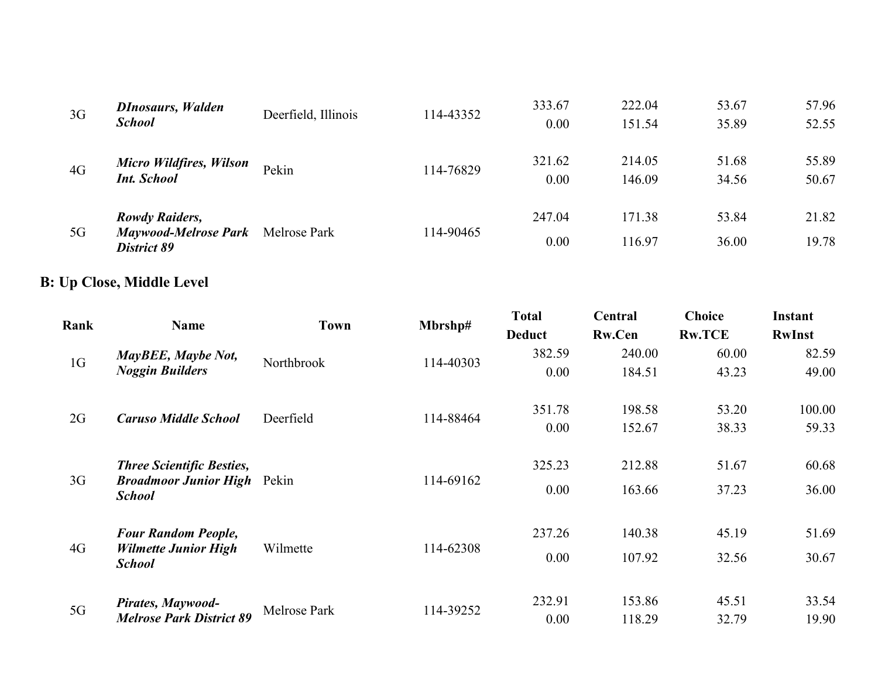| | | | | | | | |
|---|---|---|---|---|---|---|---|
| 3G | ***DInosaurs, Walden School*** | Deerfield, Illinois | 114-43352 | 333.67<br>0.00 | 222.04<br>151.54 | 53.67<br>35.89 | 57.96<br>52.55 |
| 4G | ***Micro Wildfires, Wilson Int. School*** | Pekin | 114-76829 | 321.62<br>0.00 | 214.05<br>146.09 | 51.68<br>34.56 | 55.89<br>50.67 |
| 5G | ***Rowdy Raiders, Maywood-Melrose Park District 89*** | Melrose Park | 114-90465 | 247.04<br>0.00 | 171.38<br>116.97 | 53.84<br>36.00 | 21.82<br>19.78 |

## B: Up Close, Middle Level

| Rank | Name | Town | Mbrshp# | Total<br>Deduct | Central<br>Rw.Cen | Choice<br>Rw.TCE | Instant<br>RwInst |
|---|---|---|---|---|---|---|---|
| 1G | ***MayBEE, Maybe Not, Noggin Builders*** | Northbrook | 114-40303 | 382.59<br>0.00 | 240.00<br>184.51 | 60.00<br>43.23 | 82.59<br>49.00 |
| 2G | ***Caruso Middle School*** | Deerfield | 114-88464 | 351.78<br>0.00 | 198.58<br>152.67 | 53.20<br>38.33 | 100.00<br>59.33 |
| 3G | ***Three Scientific Besties, Broadmoor Junior High School*** | Pekin | 114-69162 | 325.23<br>0.00 | 212.88<br>163.66 | 51.67<br>37.23 | 60.68<br>36.00 |
| 4G | ***Four Random People, Wilmette Junior High School*** | Wilmette | 114-62308 | 237.26<br>0.00 | 140.38<br>107.92 | 45.19<br>32.56 | 51.69<br>30.67 |
| 5G | ***Pirates, Maywood-Melrose Park District 89*** | Melrose Park | 114-39252 | 232.91<br>0.00 | 153.86<br>118.29 | 45.51<br>32.79 | 33.54<br>19.90 |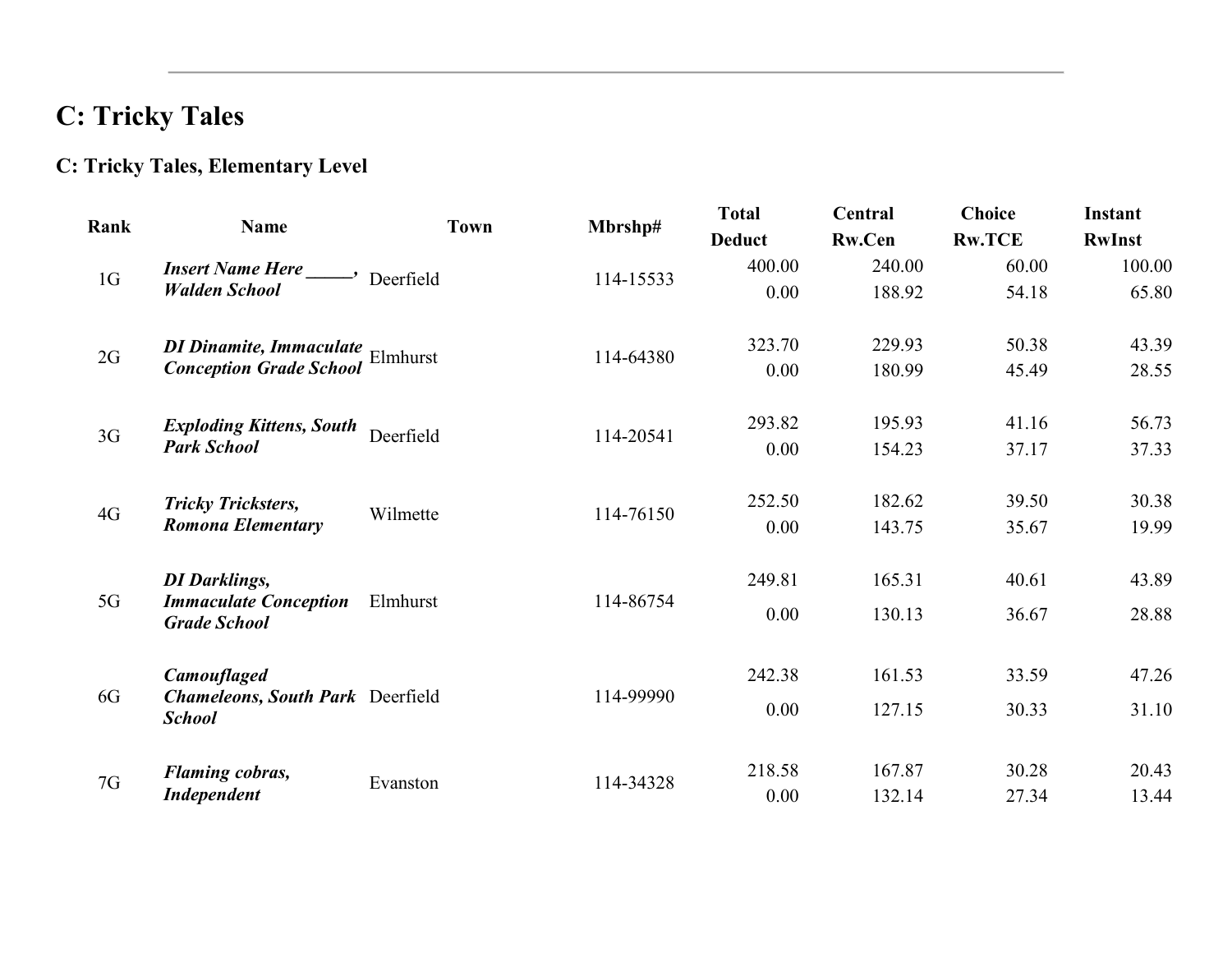## C: Tricky Tales

### C: Tricky Tales, Elementary Level

| Rank | Name | Town | Mbrshp# | Total Deduct | Central Rw.Cen | Choice Rw.TCE | Instant RwInst |
|---|---|---|---|---|---|---|---|
| 1G | ***Insert Name Here _____, Walden School*** | Deerfield | 114-15533 | 400.00<br>0.00 | 240.00<br>188.92 | 60.00<br>54.18 | 100.00<br>65.80 |
| 2G | ***DI Dinamite, Immaculate Conception Grade School*** | Elmhurst | 114-64380 | 323.70<br>0.00 | 229.93<br>180.99 | 50.38<br>45.49 | 43.39<br>28.55 |
| 3G | ***Exploding Kittens, South Park School*** | Deerfield | 114-20541 | 293.82<br>0.00 | 195.93<br>154.23 | 41.16<br>37.17 | 56.73<br>37.33 |
| 4G | ***Tricky Tricksters, Romona Elementary*** | Wilmette | 114-76150 | 252.50<br>0.00 | 182.62<br>143.75 | 39.50<br>35.67 | 30.38<br>19.99 |
| 5G | ***DI Darklings, Immaculate Conception Grade School*** | Elmhurst | 114-86754 | 249.81<br>0.00 | 165.31<br>130.13 | 40.61<br>36.67 | 43.89<br>28.88 |
| 6G | ***Camouflaged Chameleons, South Park School*** | Deerfield | 114-99990 | 242.38<br>0.00 | 161.53<br>127.15 | 33.59<br>30.33 | 47.26<br>31.10 |
| 7G | ***Flaming cobras, Independent*** | Evanston | 114-34328 | 218.58<br>0.00 | 167.87<br>132.14 | 30.28<br>27.34 | 20.43<br>13.44 |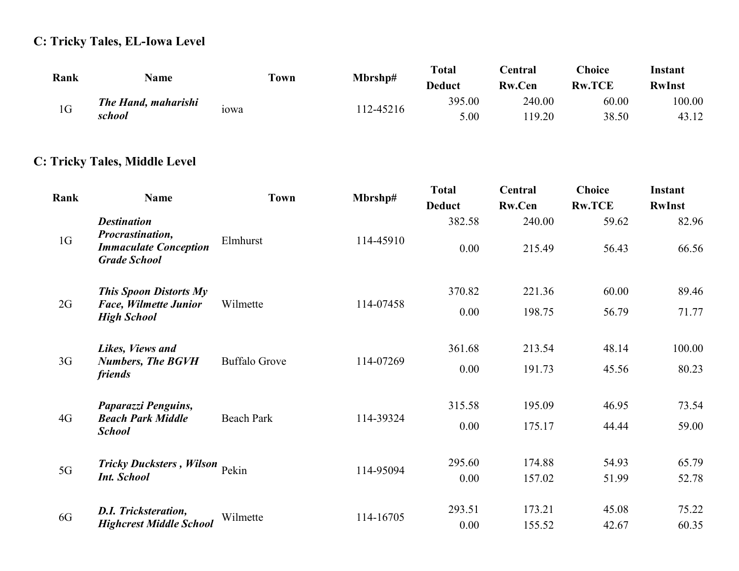### C: Tricky Tales, EL-Iowa Level

| Rank | Name | Town | Mbrshp# | Total Deduct | Central Rw.Cen | Choice Rw.TCE | Instant RwInst |
|---|---|---|---|---|---|---|---|
| 1G | ***The Hand, maharishi school*** | iowa | 112-45216 | 395.00<br>5.00 | 240.00<br>119.20 | 60.00<br>38.50 | 100.00<br>43.12 |

### C: Tricky Tales, Middle Level

| Rank | Name | Town | Mbrshp# | Total Deduct | Central Rw.Cen | Choice Rw.TCE | Instant RwInst |
|---|---|---|---|---|---|---|---|
| 1G | ***Destination Procrastination, Immaculate Conception Grade School*** | Elmhurst | 114-45910 | 382.58<br>0.00 | 240.00<br>215.49 | 59.62<br>56.43 | 82.96<br>66.56 |
| 2G | ***This Spoon Distorts My Face, Wilmette Junior High School*** | Wilmette | 114-07458 | 370.82<br>0.00 | 221.36<br>198.75 | 60.00<br>56.79 | 89.46<br>71.77 |
| 3G | ***Likes, Views and Numbers, The BGVH friends*** | Buffalo Grove | 114-07269 | 361.68<br>0.00 | 213.54<br>191.73 | 48.14<br>45.56 | 100.00<br>80.23 |
| 4G | ***Paparazzi Penguins, Beach Park Middle School*** | Beach Park | 114-39324 | 315.58<br>0.00 | 195.09<br>175.17 | 46.95<br>44.44 | 73.54<br>59.00 |
| 5G | ***Tricky Ducksters , Wilson Int. School*** | Pekin | 114-95094 | 295.60<br>0.00 | 174.88<br>157.02 | 54.93<br>51.99 | 65.79<br>52.78 |
| 6G | ***D.I. Tricksteration, Highcrest Middle School*** | Wilmette | 114-16705 | 293.51<br>0.00 | 173.21<br>155.52 | 45.08<br>42.67 | 75.22<br>60.35 |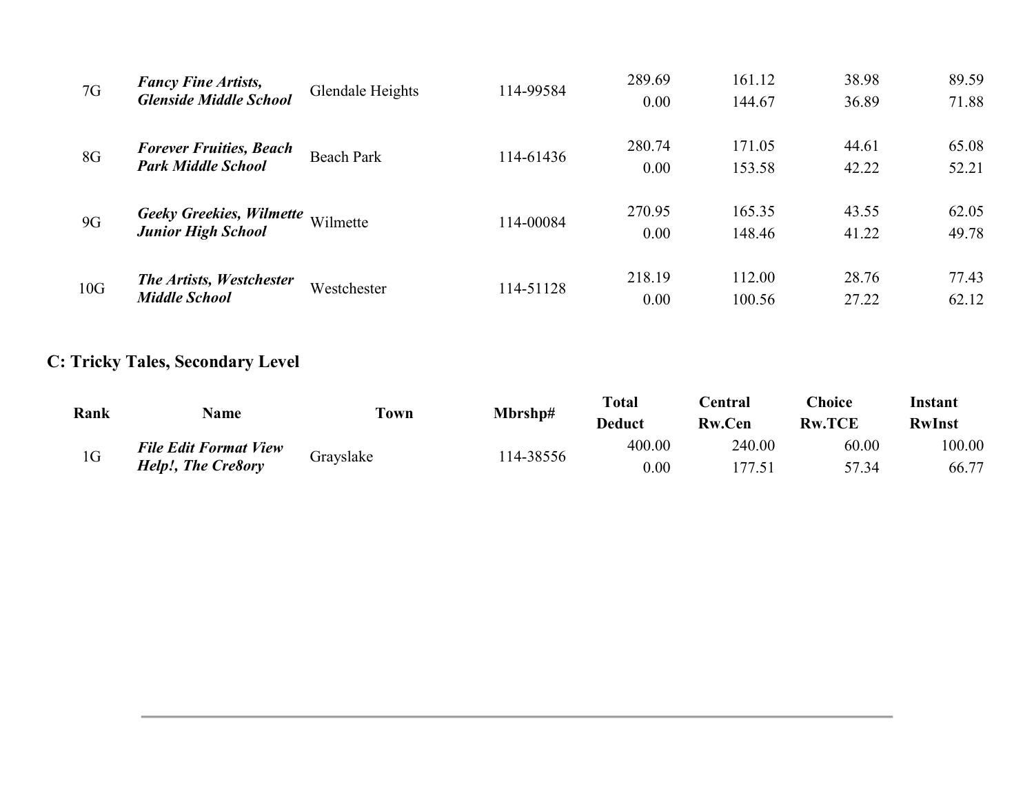| | | | | | | | |
|---|---|---|---|---|---|---|---|
| 7G | ***Fancy Fine Artists, Glenside Middle School*** | Glendale Heights | 114-99584 | 289.69<br>0.00 | 161.12<br>144.67 | 38.98<br>36.89 | 89.59<br>71.88 |
| 8G | ***Forever Fruities, Beach Park Middle School*** | Beach Park | 114-61436 | 280.74<br>0.00 | 171.05<br>153.58 | 44.61<br>42.22 | 65.08<br>52.21 |
| 9G | ***Geeky Greekies, Wilmette Junior High School*** | Wilmette | 114-00084 | 270.95<br>0.00 | 165.35<br>148.46 | 43.55<br>41.22 | 62.05<br>49.78 |
| 10G | ***The Artists, Westchester Middle School*** | Westchester | 114-51128 | 218.19<br>0.00 | 112.00<br>100.56 | 28.76<br>27.22 | 77.43<br>62.12 |

## C: Tricky Tales, Secondary Level

| Rank | Name | Town | Mbrshp# | Total<br>Deduct | Central<br>Rw.Cen | Choice<br>Rw.TCE | Instant<br>RwInst |
|---|---|---|---|---|---|---|---|
| 1G | ***File Edit Format View Help!, The Cre8ory*** | Grayslake | 114-38556 | 400.00<br>0.00 | 240.00<br>177.51 | 60.00<br>57.34 | 100.00<br>66.77 |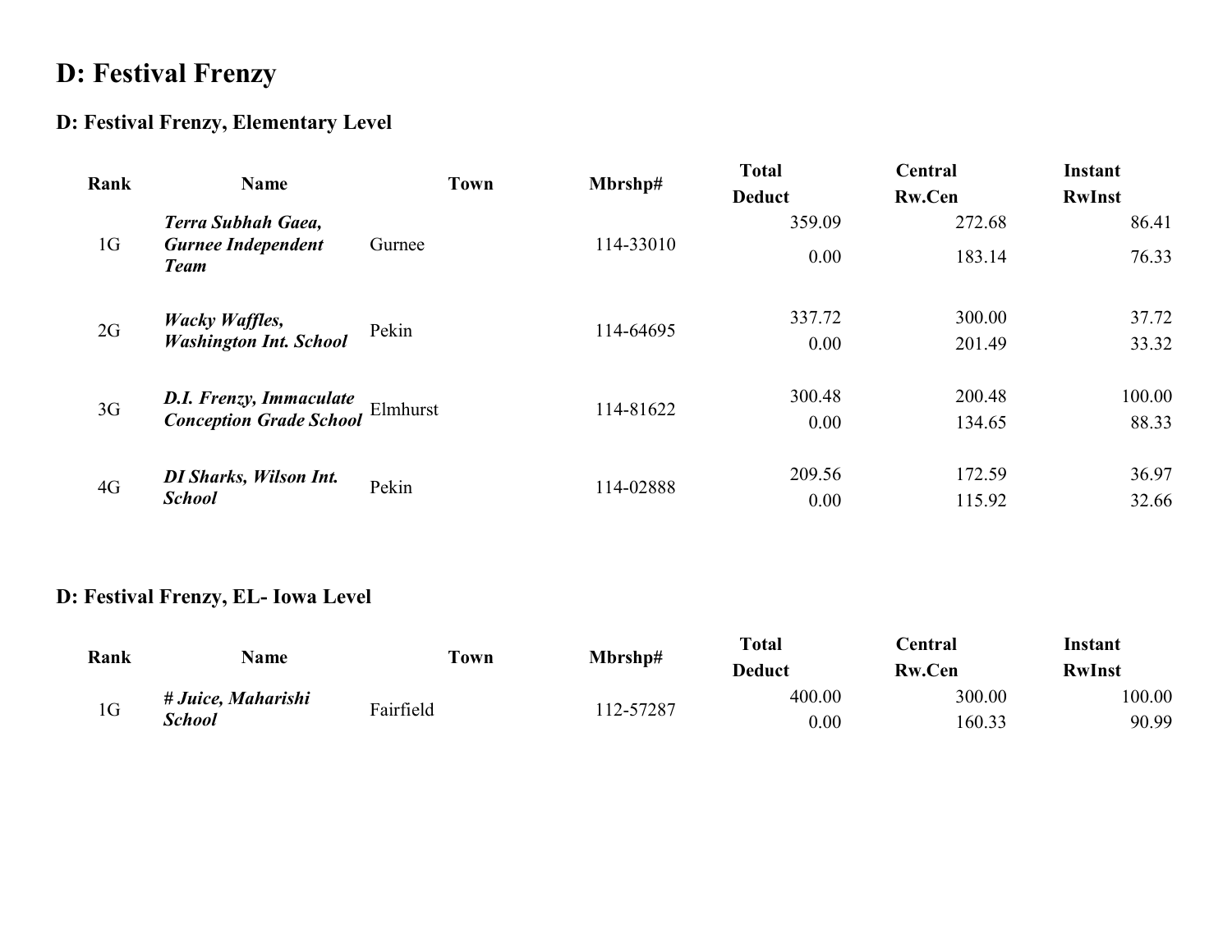# D: Festival Frenzy

## D: Festival Frenzy, Elementary Level

| Rank | Name | Town | Mbrshp# | Total Deduct | Central Rw.Cen | Instant RwInst |
|---|---|---|---|---|---|---|
| 1G | ***Terra Subhah Gaea, Gurnee Independent Team*** | Gurnee | 114-33010 | 359.09<br>0.00 | 272.68<br>183.14 | 86.41<br>76.33 |
| 2G | ***Wacky Waffles, Washington Int. School*** | Pekin | 114-64695 | 337.72<br>0.00 | 300.00<br>201.49 | 37.72<br>33.32 |
| 3G | ***D.I. Frenzy, Immaculate Conception Grade School*** | Elmhurst | 114-81622 | 300.48<br>0.00 | 200.48<br>134.65 | 100.00<br>88.33 |
| 4G | ***DI Sharks, Wilson Int. School*** | Pekin | 114-02888 | 209.56<br>0.00 | 172.59<br>115.92 | 36.97<br>32.66 |

## D: Festival Frenzy, EL- Iowa Level

| Rank | Name | Town | Mbrshp# | Total Deduct | Central Rw.Cen | Instant RwInst |
|---|---|---|---|---|---|---|
| 1G | ***# Juice, Maharishi School*** | Fairfield | 112-57287 | 400.00<br>0.00 | 300.00<br>160.33 | 100.00<br>90.99 |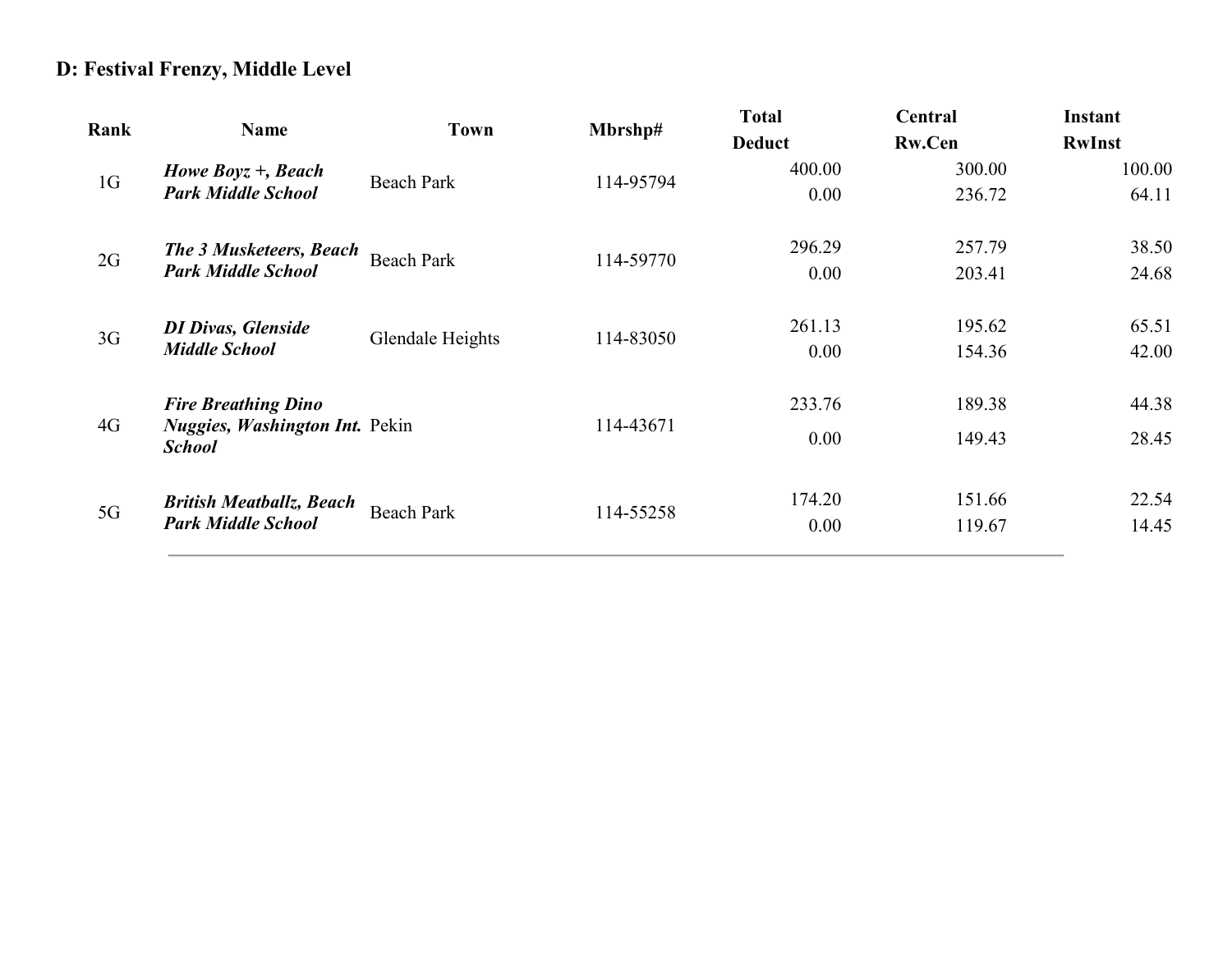## D: Festival Frenzy, Middle Level

| Rank | Name | Town | Mbrshp# | Total<br>Deduct | Central<br>Rw.Cen | Instant<br>RwInst |
|---|---|---|---|---|---|---|
| 1G | ***Howe Boyz +, Beach Park Middle School*** | Beach Park | 114-95794 | 400.00<br>0.00 | 300.00<br>236.72 | 100.00<br>64.11 |
| 2G | ***The 3 Musketeers, Beach Park Middle School*** | Beach Park | 114-59770 | 296.29<br>0.00 | 257.79<br>203.41 | 38.50<br>24.68 |
| 3G | ***DI Divas, Glenside Middle School*** | Glendale Heights | 114-83050 | 261.13<br>0.00 | 195.62<br>154.36 | 65.51<br>42.00 |
| 4G | ***Fire Breathing Dino Nuggies, Washington Int. School*** | Pekin | 114-43671 | 233.76<br>0.00 | 189.38<br>149.43 | 44.38<br>28.45 |
| 5G | ***British Meatballz, Beach Park Middle School*** | Beach Park | 114-55258 | 174.20<br>0.00 | 151.66<br>119.67 | 22.54<br>14.45 |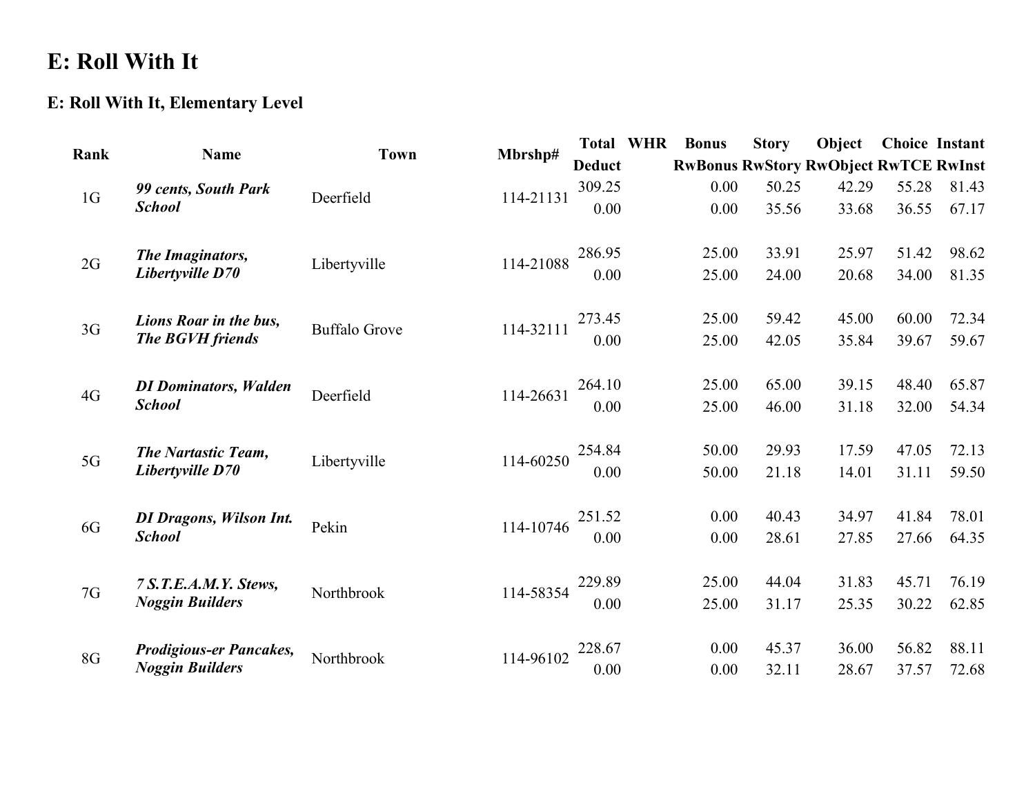# E: Roll With It

### E: Roll With It, Elementary Level

| Rank | Name | Town | Mbrshp# | Total<br>Deduct | WHR | Bonus<br>RwBonus | Story<br>RwStory | Object<br>RwObject | Choice<br>RwTCE | Instant<br>RwInst |
|---|---|---|---|---|---|---|---|---|---|---|
| 1G | ***99 cents, South Park School*** | Deerfield | 114-21131 | 309.25<br>0.00 | | 0.00<br>0.00 | 50.25<br>35.56 | 42.29<br>33.68 | 55.28<br>36.55 | 81.43<br>67.17 |
| 2G | ***The Imaginators, Libertyville D70*** | Libertyville | 114-21088 | 286.95<br>0.00 | | 25.00<br>25.00 | 33.91<br>24.00 | 25.97<br>20.68 | 51.42<br>34.00 | 98.62<br>81.35 |
| 3G | ***Lions Roar in the bus, The BGVH friends*** | Buffalo Grove | 114-32111 | 273.45<br>0.00 | | 25.00<br>25.00 | 59.42<br>42.05 | 45.00<br>35.84 | 60.00<br>39.67 | 72.34<br>59.67 |
| 4G | ***DI Dominators, Walden School*** | Deerfield | 114-26631 | 264.10<br>0.00 | | 25.00<br>25.00 | 65.00<br>46.00 | 39.15<br>31.18 | 48.40<br>32.00 | 65.87<br>54.34 |
| 5G | ***The Nartastic Team, Libertyville D70*** | Libertyville | 114-60250 | 254.84<br>0.00 | | 50.00<br>50.00 | 29.93<br>21.18 | 17.59<br>14.01 | 47.05<br>31.11 | 72.13<br>59.50 |
| 6G | ***DI Dragons, Wilson Int. School*** | Pekin | 114-10746 | 251.52<br>0.00 | | 0.00<br>0.00 | 40.43<br>28.61 | 34.97<br>27.85 | 41.84<br>27.66 | 78.01<br>64.35 |
| 7G | ***7 S.T.E.A.M.Y. Stews, Noggin Builders*** | Northbrook | 114-58354 | 229.89<br>0.00 | | 25.00<br>25.00 | 44.04<br>31.17 | 31.83<br>25.35 | 45.71<br>30.22 | 76.19<br>62.85 |
| 8G | ***Prodigious-er Pancakes, Noggin Builders*** | Northbrook | 114-96102 | 228.67<br>0.00 | | 0.00<br>0.00 | 45.37<br>32.11 | 36.00<br>28.67 | 56.82<br>37.57 | 88.11<br>72.68 |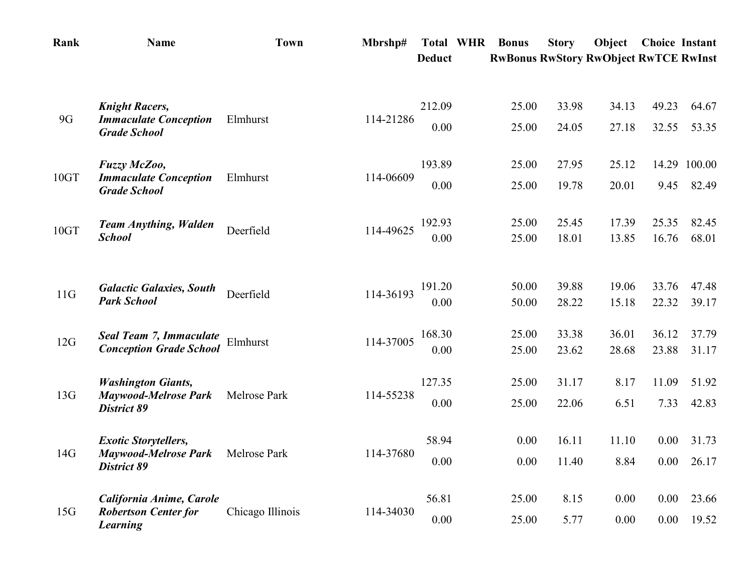| Rank | Name | Town | Mbrshp# | Total<br>Deduct | WHR | Bonus<br>RwBonus | Story<br>RwStory | Object<br>RwObject | Choice<br>RwTCE | Instant<br>RwInst |
|---|---|---|---|---|---|---|---|---|---|---|
| 9G | ***Knight Racers, Immaculate Conception Grade School*** | Elmhurst | 114-21286 | 212.09<br>0.00 | | 25.00<br>25.00 | 33.98<br>24.05 | 34.13<br>27.18 | 49.23<br>32.55 | 64.67<br>53.35 |
| 10GT | ***Fuzzy McZoo, Immaculate Conception Grade School*** | Elmhurst | 114-06609 | 193.89<br>0.00 | | 25.00<br>25.00 | 27.95<br>19.78 | 25.12<br>20.01 | 14.29<br>9.45 | 100.00<br>82.49 |
| 10GT | ***Team Anything, Walden School*** | Deerfield | 114-49625 | 192.93<br>0.00 | | 25.00<br>25.00 | 25.45<br>18.01 | 17.39<br>13.85 | 25.35<br>16.76 | 82.45<br>68.01 |
| 11G | ***Galactic Galaxies, South Park School*** | Deerfield | 114-36193 | 191.20<br>0.00 | | 50.00<br>50.00 | 39.88<br>28.22 | 19.06<br>15.18 | 33.76<br>22.32 | 47.48<br>39.17 |
| 12G | ***Seal Team 7, Immaculate Conception Grade School*** | Elmhurst | 114-37005 | 168.30<br>0.00 | | 25.00<br>25.00 | 33.38<br>23.62 | 36.01<br>28.68 | 36.12<br>23.88 | 37.79<br>31.17 |
| 13G | ***Washington Giants, Maywood-Melrose Park District 89*** | Melrose Park | 114-55238 | 127.35<br>0.00 | | 25.00<br>25.00 | 31.17<br>22.06 | 8.17<br>6.51 | 11.09<br>7.33 | 51.92<br>42.83 |
| 14G | ***Exotic Storytellers, Maywood-Melrose Park District 89*** | Melrose Park | 114-37680 | 58.94<br>0.00 | | 0.00<br>0.00 | 16.11<br>11.40 | 11.10<br>8.84 | 0.00<br>0.00 | 31.73<br>26.17 |
| 15G | ***California Anime, Carole Robertson Center for Learning*** | Chicago Illinois | 114-34030 | 56.81<br>0.00 | | 25.00<br>25.00 | 8.15<br>5.77 | 0.00<br>0.00 | 0.00<br>0.00 | 23.66<br>19.52 |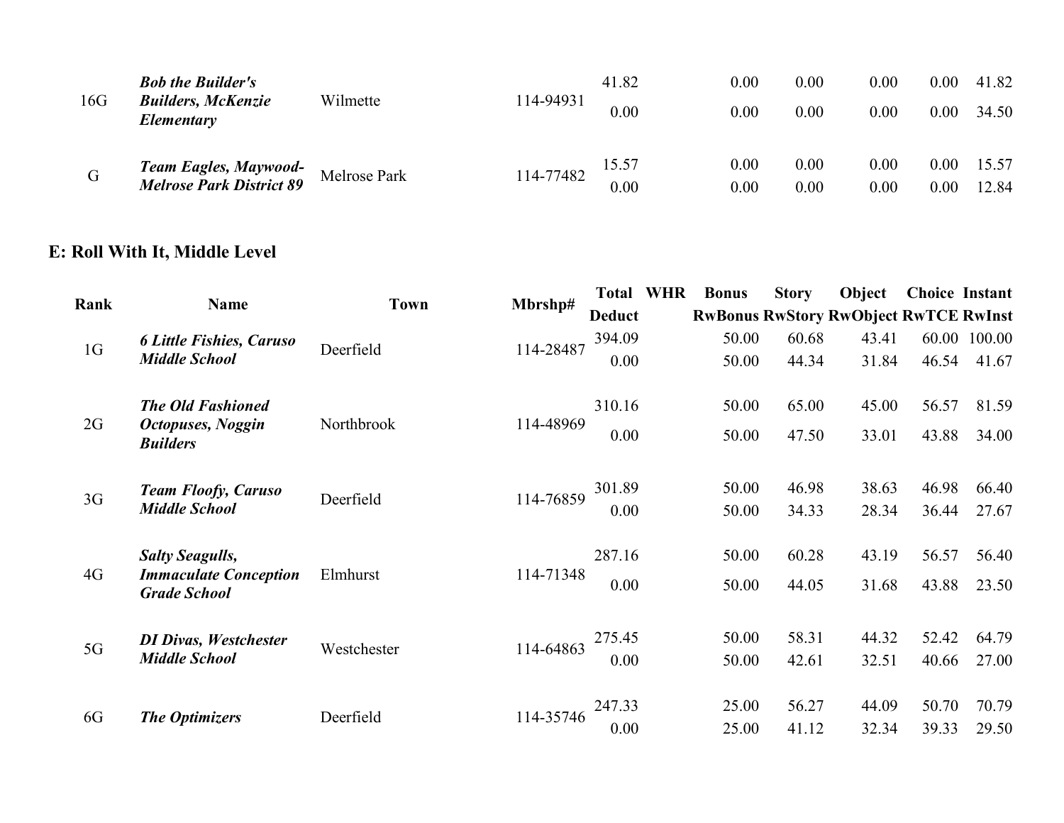| Rank | Name | Town | Mbrshp# | Total / Deduct | WHR | Bonus / RwBonus | Story / RwStory | Object / RwObject | Choice / RwTCE | Instant / RwInst |
|---|---|---|---|---|---|---|---|---|---|---|
| 16G | ***Bob the Builder's Builders, McKenzie Elementary*** | Wilmette | 114-94931 | 41.82 | | 0.00 | 0.00 | 0.00 | 0.00 | 41.82 |
| | | | | 0.00 | | 0.00 | 0.00 | 0.00 | 0.00 | 34.50 |
| G | ***Team Eagles, Maywood-Melrose Park District 89*** | Melrose Park | 114-77482 | 15.57 | | 0.00 | 0.00 | 0.00 | 0.00 | 15.57 |
| | | | | 0.00 | | 0.00 | 0.00 | 0.00 | 0.00 | 12.84 |

## E: Roll With It, Middle Level

| Rank | Name | Town | Mbrshp# | Total | WHR | Bonus | Story | Object | Choice | Instant |
|---|---|---|---|---|---|---|---|---|---|---|
| | | | | Deduct | | RwBonus | RwStory | RwObject | RwTCE | RwInst |
| 1G | ***6 Little Fishies, Caruso Middle School*** | Deerfield | 114-28487 | 394.09 | | 50.00 | 60.68 | 43.41 | 60.00 | 100.00 |
| | | | | 0.00 | | 50.00 | 44.34 | 31.84 | 46.54 | 41.67 |
| 2G | ***The Old Fashioned Octopuses, Noggin Builders*** | Northbrook | 114-48969 | 310.16 | | 50.00 | 65.00 | 45.00 | 56.57 | 81.59 |
| | | | | 0.00 | | 50.00 | 47.50 | 33.01 | 43.88 | 34.00 |
| 3G | ***Team Floofy, Caruso Middle School*** | Deerfield | 114-76859 | 301.89 | | 50.00 | 46.98 | 38.63 | 46.98 | 66.40 |
| | | | | 0.00 | | 50.00 | 34.33 | 28.34 | 36.44 | 27.67 |
| 4G | ***Salty Seagulls, Immaculate Conception Grade School*** | Elmhurst | 114-71348 | 287.16 | | 50.00 | 60.28 | 43.19 | 56.57 | 56.40 |
| | | | | 0.00 | | 50.00 | 44.05 | 31.68 | 43.88 | 23.50 |
| 5G | ***DI Divas, Westchester Middle School*** | Westchester | 114-64863 | 275.45 | | 50.00 | 58.31 | 44.32 | 52.42 | 64.79 |
| | | | | 0.00 | | 50.00 | 42.61 | 32.51 | 40.66 | 27.00 |
| 6G | ***The Optimizers*** | Deerfield | 114-35746 | 247.33 | | 25.00 | 56.27 | 44.09 | 50.70 | 70.79 |
| | | | | 0.00 | | 25.00 | 41.12 | 32.34 | 39.33 | 29.50 |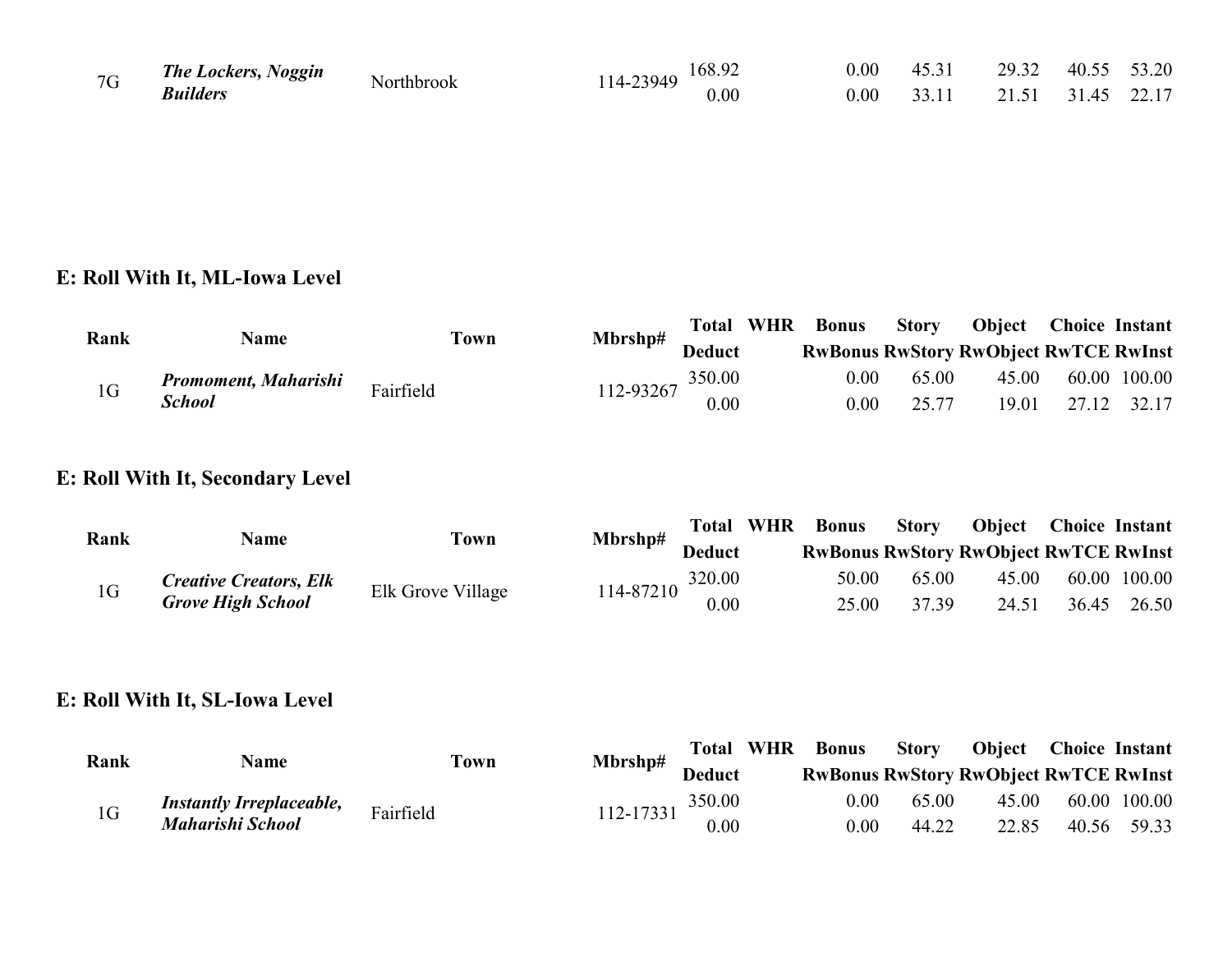| Rank | Name | Town | Mbrshp# | Total / Deduct | WHR | Bonus / RwBonus | Story / RwStory | Object / RwObject | Choice / RwTCE | Instant / RwInst |
|---|---|---|---|---|---|---|---|---|---|---|
| 7G | ***The Lockers, Noggin Builders*** | Northbrook | 114-23949 | 168.92 | | 0.00 | 45.31 | 29.32 | 40.55 | 53.20 |
| | | | | 0.00 | | 0.00 | 33.11 | 21.51 | 31.45 | 22.17 |

## E: Roll With It, ML-Iowa Level

| Rank | Name | Town | Mbrshp# | Total | WHR | Bonus | Story | Object | Choice | Instant |
|---|---|---|---|---|---|---|---|---|---|---|
| | | | | Deduct | | RwBonus | RwStory | RwObject | RwTCE | RwInst |
| 1G | ***Promoment, Maharishi School*** | Fairfield | 112-93267 | 350.00 | | 0.00 | 65.00 | 45.00 | 60.00 | 100.00 |
| | | | | 0.00 | | 0.00 | 25.77 | 19.01 | 27.12 | 32.17 |

## E: Roll With It, Secondary Level

| Rank | Name | Town | Mbrshp# | Total | WHR | Bonus | Story | Object | Choice | Instant |
|---|---|---|---|---|---|---|---|---|---|---|
| | | | | Deduct | | RwBonus | RwStory | RwObject | RwTCE | RwInst |
| 1G | ***Creative Creators, Elk Grove High School*** | Elk Grove Village | 114-87210 | 320.00 | | 50.00 | 65.00 | 45.00 | 60.00 | 100.00 |
| | | | | 0.00 | | 25.00 | 37.39 | 24.51 | 36.45 | 26.50 |

## E: Roll With It, SL-Iowa Level

| Rank | Name | Town | Mbrshp# | Total | WHR | Bonus | Story | Object | Choice | Instant |
|---|---|---|---|---|---|---|---|---|---|---|
| | | | | Deduct | | RwBonus | RwStory | RwObject | RwTCE | RwInst |
| 1G | ***Instantly Irreplaceable, Maharishi School*** | Fairfield | 112-17331 | 350.00 | | 0.00 | 65.00 | 45.00 | 60.00 | 100.00 |
| | | | | 0.00 | | 0.00 | 44.22 | 22.85 | 40.56 | 59.33 |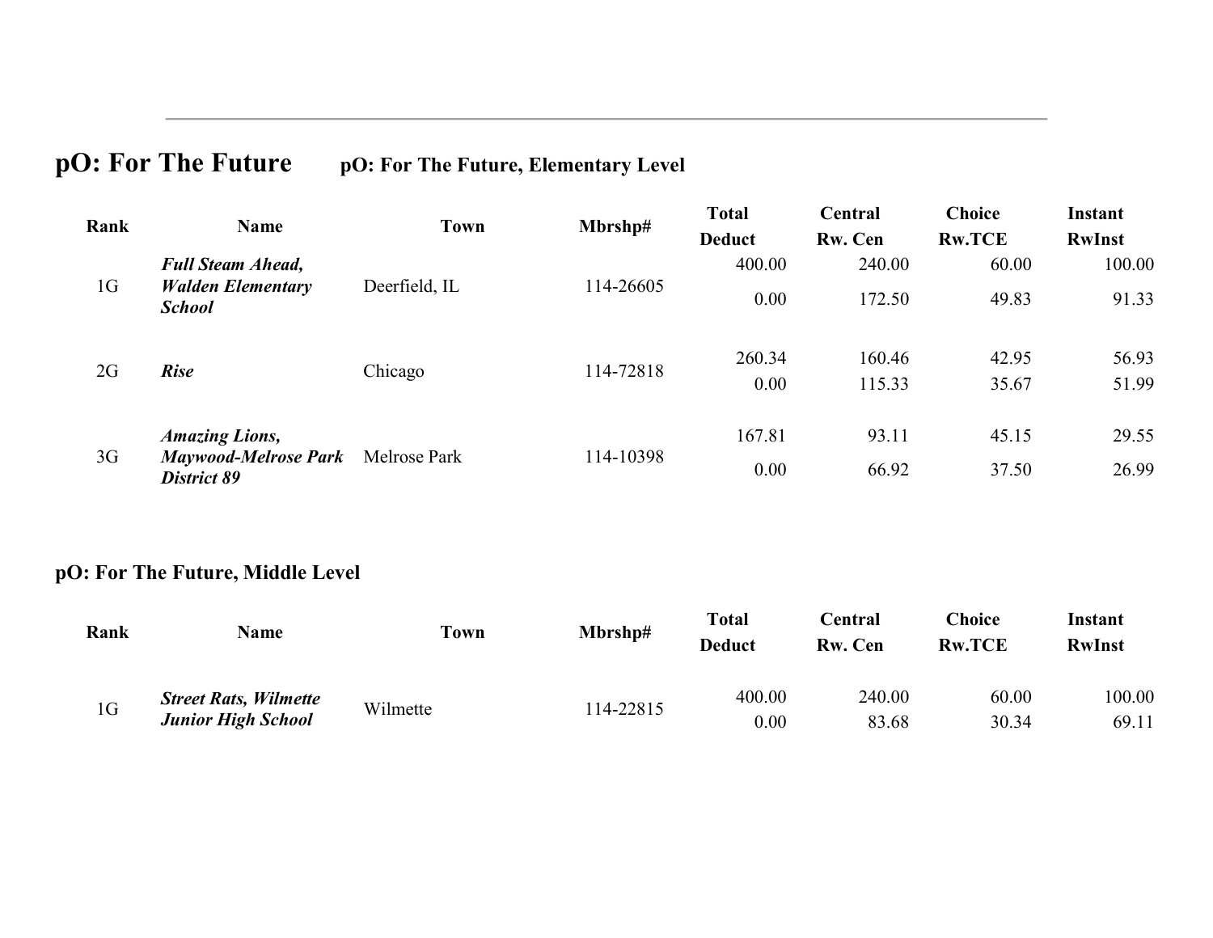## pO: For The Future

### pO: For The Future, Elementary Level

| Rank | Name | Town | Mbrshp# | Total Deduct | Central Rw. Cen | Choice Rw.TCE | Instant RwInst |
|---|---|---|---|---|---|---|---|
| 1G | ***Full Steam Ahead, Walden Elementary School*** | Deerfield, IL | 114-26605 | 400.00 | 240.00 | 60.00 | 100.00 |
| | | | | 0.00 | 172.50 | 49.83 | 91.33 |
| 2G | ***Rise*** | Chicago | 114-72818 | 260.34 | 160.46 | 42.95 | 56.93 |
| | | | | 0.00 | 115.33 | 35.67 | 51.99 |
| 3G | ***Amazing Lions, Maywood-Melrose Park District 89*** | Melrose Park | 114-10398 | 167.81 | 93.11 | 45.15 | 29.55 |
| | | | | 0.00 | 66.92 | 37.50 | 26.99 |

### pO: For The Future, Middle Level

| Rank | Name | Town | Mbrshp# | Total Deduct | Central Rw. Cen | Choice Rw.TCE | Instant RwInst |
|---|---|---|---|---|---|---|---|
| 1G | ***Street Rats, Wilmette Junior High School*** | Wilmette | 114-22815 | 400.00 | 240.00 | 60.00 | 100.00 |
| | | | | 0.00 | 83.68 | 30.34 | 69.11 |